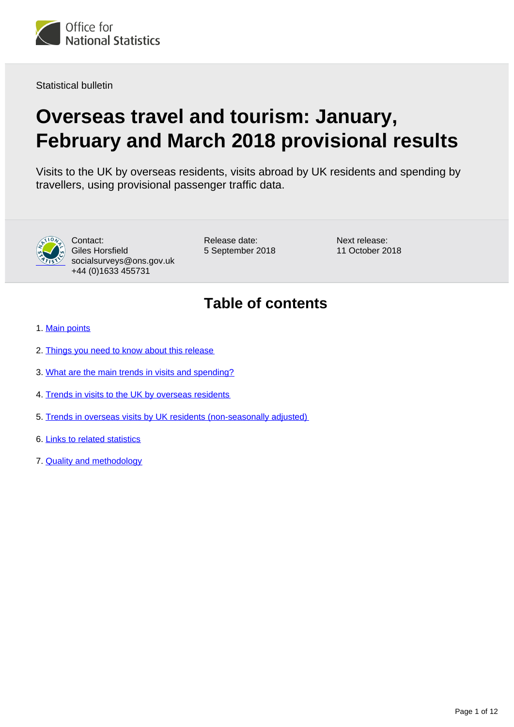Statistical bulletin

# Overseas travel and tourism: January, February and March 2018 provisional results

Visits to the UK by overseas residents, visits abroad by UK residents and spending by travellers, using provisional passenger traffic data.

Contact:
Giles Horsfield
socialsurveys@ons.gov.uk
+44 (0)1633 455731

Release date:
5 September 2018

Next release:
11 October 2018

## Table of contents

1. Main points
2. Things you need to know about this release
3. What are the main trends in visits and spending?
4. Trends in visits to the UK by overseas residents
5. Trends in overseas visits by UK residents (non-seasonally adjusted)
6. Links to related statistics
7. Quality and methodology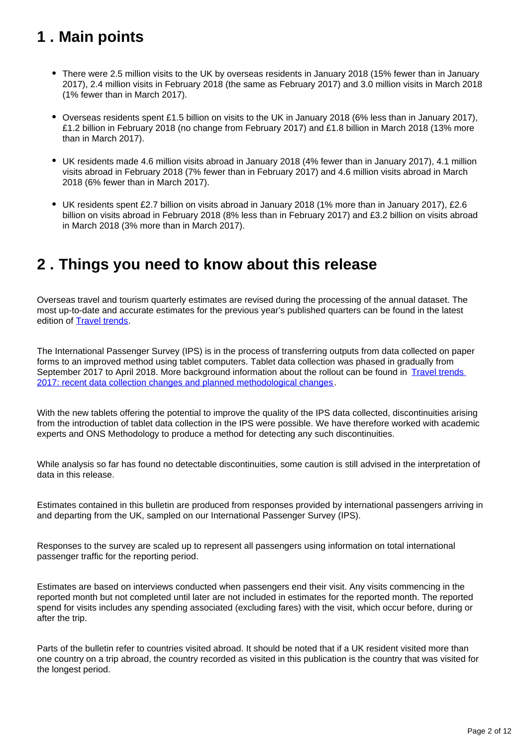## 1 . Main points

- There were 2.5 million visits to the UK by overseas residents in January 2018 (15% fewer than in January 2017), 2.4 million visits in February 2018 (the same as February 2017) and 3.0 million visits in March 2018 (1% fewer than in March 2017).
- Overseas residents spent £1.5 billion on visits to the UK in January 2018 (6% less than in January 2017), £1.2 billion in February 2018 (no change from February 2017) and £1.8 billion in March 2018 (13% more than in March 2017).
- UK residents made 4.6 million visits abroad in January 2018 (4% fewer than in January 2017), 4.1 million visits abroad in February 2018 (7% fewer than in February 2017) and 4.6 million visits abroad in March 2018 (6% fewer than in March 2017).
- UK residents spent £2.7 billion on visits abroad in January 2018 (1% more than in January 2017), £2.6 billion on visits abroad in February 2018 (8% less than in February 2017) and £3.2 billion on visits abroad in March 2018 (3% more than in March 2017).

## 2 . Things you need to know about this release

Overseas travel and tourism quarterly estimates are revised during the processing of the annual dataset. The most up-to-date and accurate estimates for the previous year's published quarters can be found in the latest edition of Travel trends.

The International Passenger Survey (IPS) is in the process of transferring outputs from data collected on paper forms to an improved method using tablet computers. Tablet data collection was phased in gradually from September 2017 to April 2018. More background information about the rollout can be found in Travel trends 2017: recent data collection changes and planned methodological changes.

With the new tablets offering the potential to improve the quality of the IPS data collected, discontinuities arising from the introduction of tablet data collection in the IPS were possible. We have therefore worked with academic experts and ONS Methodology to produce a method for detecting any such discontinuities.

While analysis so far has found no detectable discontinuities, some caution is still advised in the interpretation of data in this release.

Estimates contained in this bulletin are produced from responses provided by international passengers arriving in and departing from the UK, sampled on our International Passenger Survey (IPS).

Responses to the survey are scaled up to represent all passengers using information on total international passenger traffic for the reporting period.

Estimates are based on interviews conducted when passengers end their visit. Any visits commencing in the reported month but not completed until later are not included in estimates for the reported month. The reported spend for visits includes any spending associated (excluding fares) with the visit, which occur before, during or after the trip.

Parts of the bulletin refer to countries visited abroad. It should be noted that if a UK resident visited more than one country on a trip abroad, the country recorded as visited in this publication is the country that was visited for the longest period.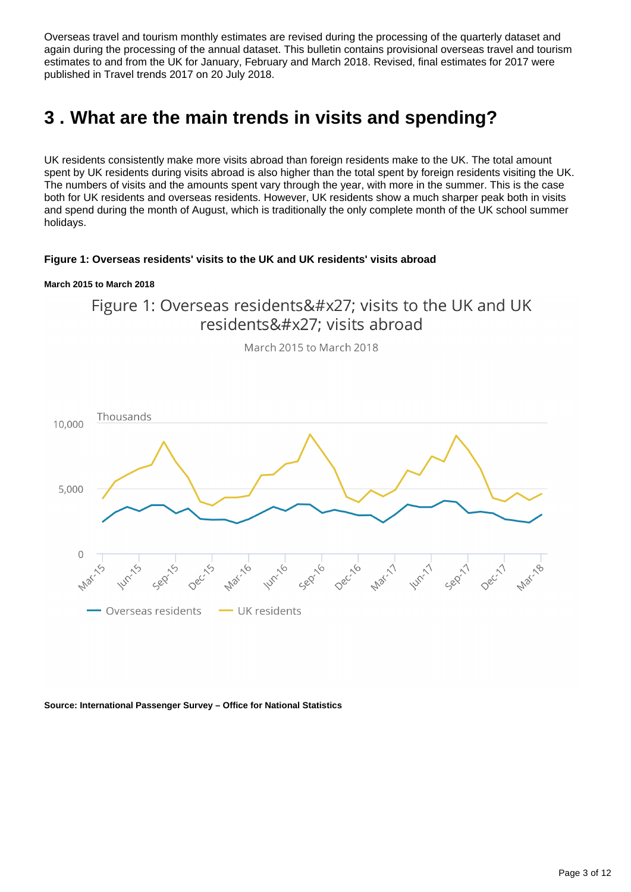Overseas travel and tourism monthly estimates are revised during the processing of the quarterly dataset and again during the processing of the annual dataset. This bulletin contains provisional overseas travel and tourism estimates to and from the UK for January, February and March 2018. Revised, final estimates for 2017 were published in Travel trends 2017 on 20 July 2018.

## 3 . What are the main trends in visits and spending?

UK residents consistently make more visits abroad than foreign residents make to the UK. The total amount spent by UK residents during visits abroad is also higher than the total spent by foreign residents visiting the UK. The numbers of visits and the amounts spent vary through the year, with more in the summer. This is the case both for UK residents and overseas residents. However, UK residents show a much sharper peak both in visits and spend during the month of August, which is traditionally the only complete month of the UK school summer holidays.

**Figure 1: Overseas residents' visits to the UK and UK residents' visits abroad**

**March 2015 to March 2018**

Figure 1: Overseas residents&#x27; visits to the UK and UK residents&#x27; visits abroad

March 2015 to March 2018

Thousands

10,000

5,000

0

Mar-15
Jun-15
Sep-15
Dec-15
Mar-16
Jun-16
Sep-16
Dec-16
Mar-17
Jun-17
Sep-17
Dec-17
Mar-18

Overseas residents
UK residents

**Source: International Passenger Survey – Office for National Statistics**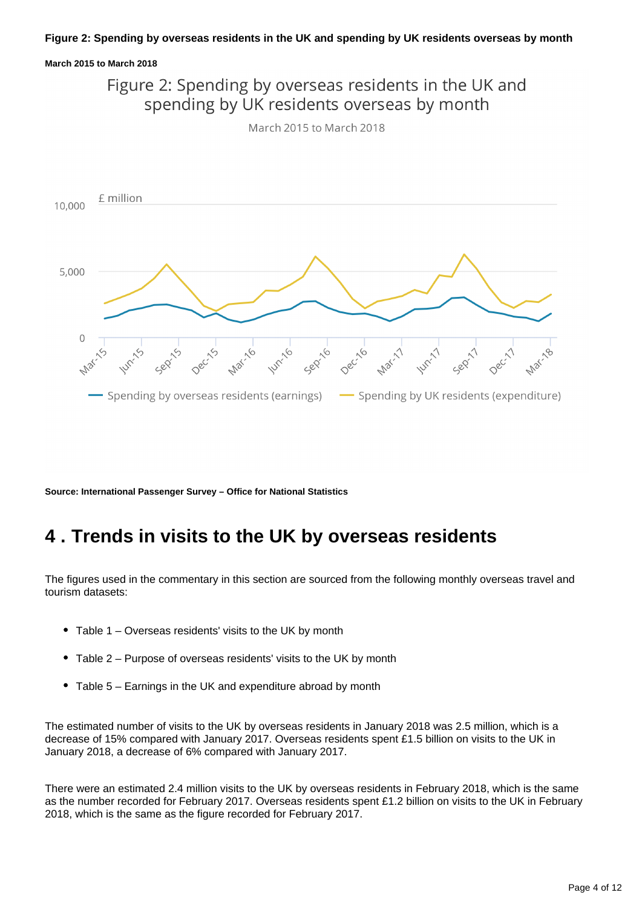**Figure 2: Spending by overseas residents in the UK and spending by UK residents overseas by month**

**March 2015 to March 2018**

Figure 2: Spending by overseas residents in the UK and spending by UK residents overseas by month

March 2015 to March 2018

£ million

10,000

5,000

0

Mar-15
Jun-15
Sep-15
Dec-15
Mar-16
Jun-16
Sep-16
Dec-16
Mar-17
Jun-17
Sep-17
Dec-17
Mar-18

Spending by overseas residents (earnings)
Spending by UK residents (expenditure)

**Source: International Passenger Survey – Office for National Statistics**

# 4 . Trends in visits to the UK by overseas residents

The figures used in the commentary in this section are sourced from the following monthly overseas travel and tourism datasets:

- Table 1 – Overseas residents' visits to the UK by month
- Table 2 – Purpose of overseas residents' visits to the UK by month
- Table 5 – Earnings in the UK and expenditure abroad by month

The estimated number of visits to the UK by overseas residents in January 2018 was 2.5 million, which is a decrease of 15% compared with January 2017. Overseas residents spent £1.5 billion on visits to the UK in January 2018, a decrease of 6% compared with January 2017.

There were an estimated 2.4 million visits to the UK by overseas residents in February 2018, which is the same as the number recorded for February 2017. Overseas residents spent £1.2 billion on visits to the UK in February 2018, which is the same as the figure recorded for February 2017.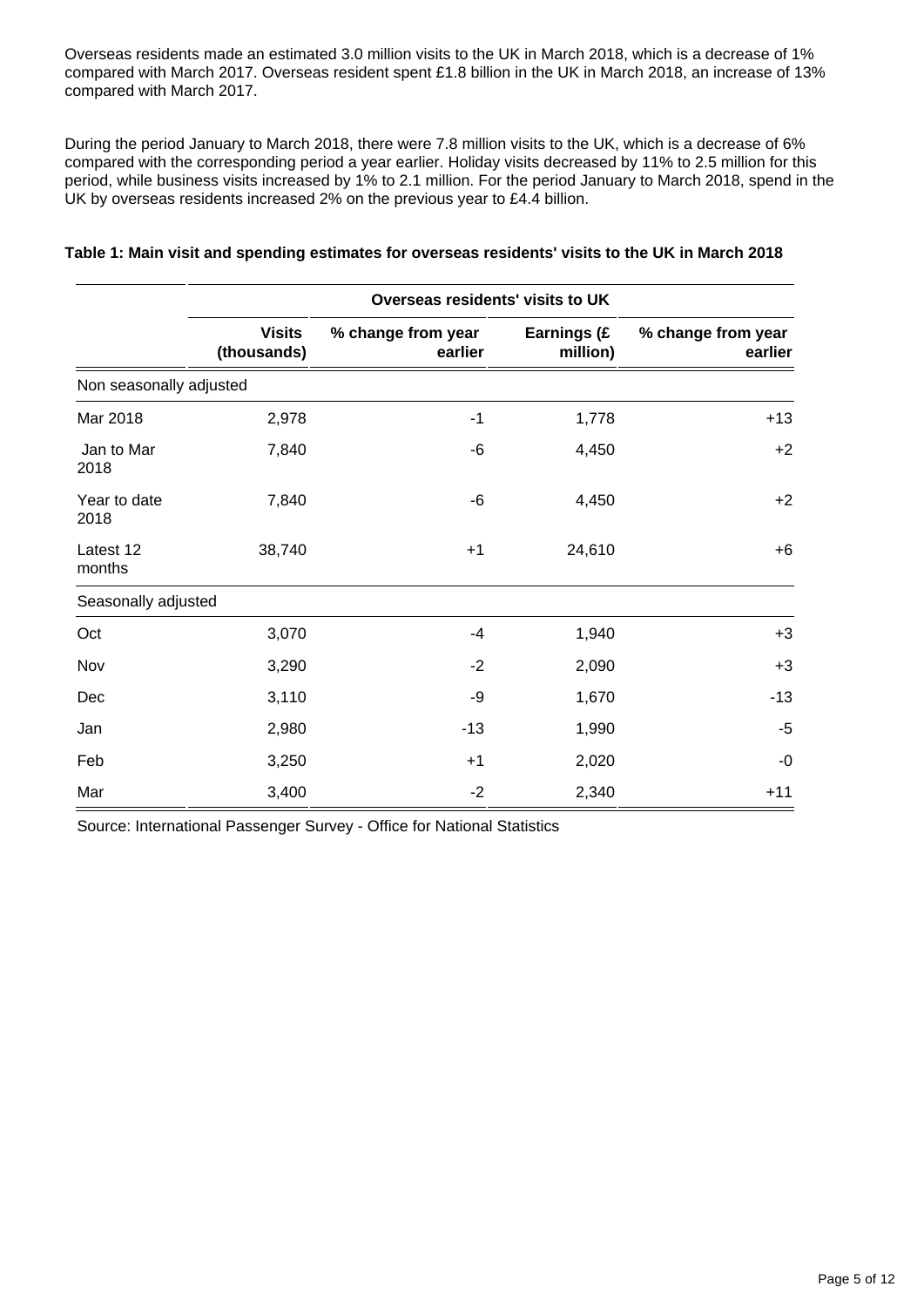Overseas residents made an estimated 3.0 million visits to the UK in March 2018, which is a decrease of 1% compared with March 2017. Overseas resident spent £1.8 billion in the UK in March 2018, an increase of 13% compared with March 2017.

During the period January to March 2018, there were 7.8 million visits to the UK, which is a decrease of 6% compared with the corresponding period a year earlier. Holiday visits decreased by 11% to 2.5 million for this period, while business visits increased by 1% to 2.1 million. For the period January to March 2018, spend in the UK by overseas residents increased 2% on the previous year to £4.4 billion.

**Table 1: Main visit and spending estimates for overseas residents' visits to the UK in March 2018**

| | Overseas residents' visits to UK | | | |
|---|---|---|---|---|
| | Visits (thousands) | % change from year earlier | Earnings (£ million) | % change from year earlier |
| Non seasonally adjusted | | | | |
| Mar 2018 | 2,978 | -1 | 1,778 | +13 |
| Jan to Mar 2018 | 7,840 | -6 | 4,450 | +2 |
| Year to date 2018 | 7,840 | -6 | 4,450 | +2 |
| Latest 12 months | 38,740 | +1 | 24,610 | +6 |
| Seasonally adjusted | | | | |
| Oct | 3,070 | -4 | 1,940 | +3 |
| Nov | 3,290 | -2 | 2,090 | +3 |
| Dec | 3,110 | -9 | 1,670 | -13 |
| Jan | 2,980 | -13 | 1,990 | -5 |
| Feb | 3,250 | +1 | 2,020 | -0 |
| Mar | 3,400 | -2 | 2,340 | +11 |

Source: International Passenger Survey - Office for National Statistics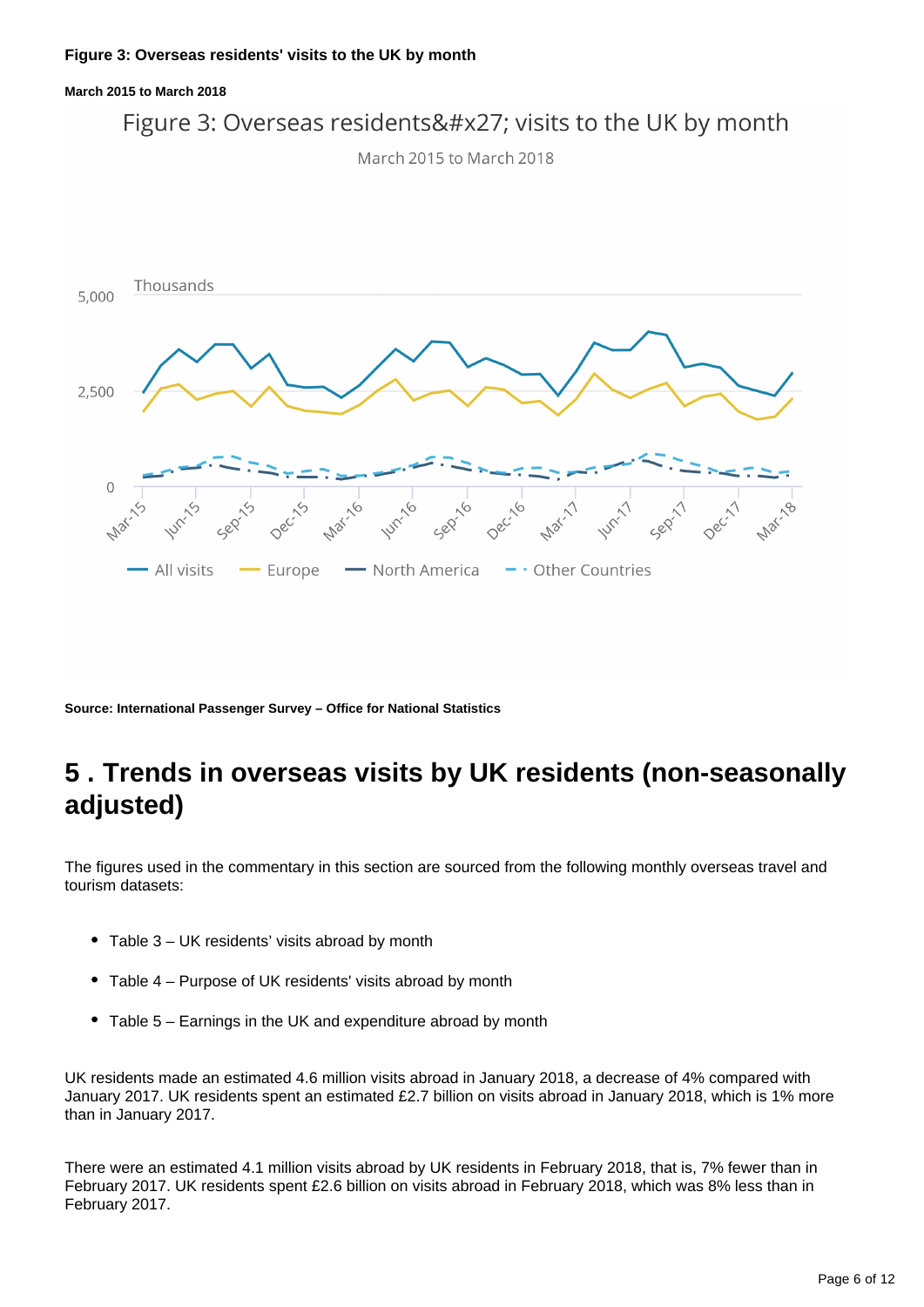**Figure 3: Overseas residents' visits to the UK by month**

**March 2015 to March 2018**

Figure 3: Overseas residents&#x27; visits to the UK by month

March 2015 to March 2018

Thousands

5,000

2,500

0

Mar-15
Jun-15
Sep-15
Dec-15
Mar-16
Jun-16
Sep-16
Dec-16
Mar-17
Jun-17
Sep-17
Dec-17
Mar-18

All visits
Europe
North America
Other Countries

**Source: International Passenger Survey – Office for National Statistics**

# 5 . Trends in overseas visits by UK residents (non-seasonally adjusted)

The figures used in the commentary in this section are sourced from the following monthly overseas travel and tourism datasets:

- Table 3 – UK residents' visits abroad by month
- Table 4 – Purpose of UK residents' visits abroad by month
- Table 5 – Earnings in the UK and expenditure abroad by month

UK residents made an estimated 4.6 million visits abroad in January 2018, a decrease of 4% compared with January 2017. UK residents spent an estimated £2.7 billion on visits abroad in January 2018, which is 1% more than in January 2017.

There were an estimated 4.1 million visits abroad by UK residents in February 2018, that is, 7% fewer than in February 2017. UK residents spent £2.6 billion on visits abroad in February 2018, which was 8% less than in February 2017.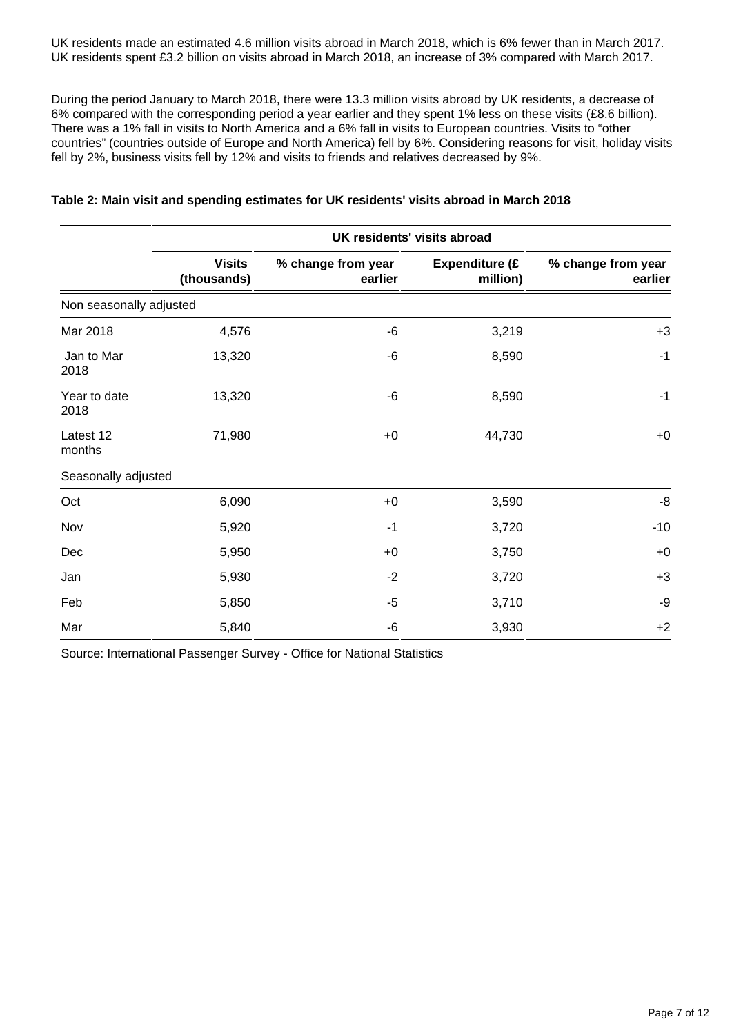UK residents made an estimated 4.6 million visits abroad in March 2018, which is 6% fewer than in March 2017. UK residents spent £3.2 billion on visits abroad in March 2018, an increase of 3% compared with March 2017.

During the period January to March 2018, there were 13.3 million visits abroad by UK residents, a decrease of 6% compared with the corresponding period a year earlier and they spent 1% less on these visits (£8.6 billion). There was a 1% fall in visits to North America and a 6% fall in visits to European countries. Visits to "other countries" (countries outside of Europe and North America) fell by 6%. Considering reasons for visit, holiday visits fell by 2%, business visits fell by 12% and visits to friends and relatives decreased by 9%.

**Table 2: Main visit and spending estimates for UK residents' visits abroad in March 2018**

| | UK residents' visits abroad | | | |
|---|---|---|---|---|
| | **Visits (thousands)** | **% change from year earlier** | **Expenditure (£ million)** | **% change from year earlier** |
| Non seasonally adjusted | | | | |
| Mar 2018 | 4,576 | -6 | 3,219 | +3 |
| Jan to Mar 2018 | 13,320 | -6 | 8,590 | -1 |
| Year to date 2018 | 13,320 | -6 | 8,590 | -1 |
| Latest 12 months | 71,980 | +0 | 44,730 | +0 |
| Seasonally adjusted | | | | |
| Oct | 6,090 | +0 | 3,590 | -8 |
| Nov | 5,920 | -1 | 3,720 | -10 |
| Dec | 5,950 | +0 | 3,750 | +0 |
| Jan | 5,930 | -2 | 3,720 | +3 |
| Feb | 5,850 | -5 | 3,710 | -9 |
| Mar | 5,840 | -6 | 3,930 | +2 |

Source: International Passenger Survey - Office for National Statistics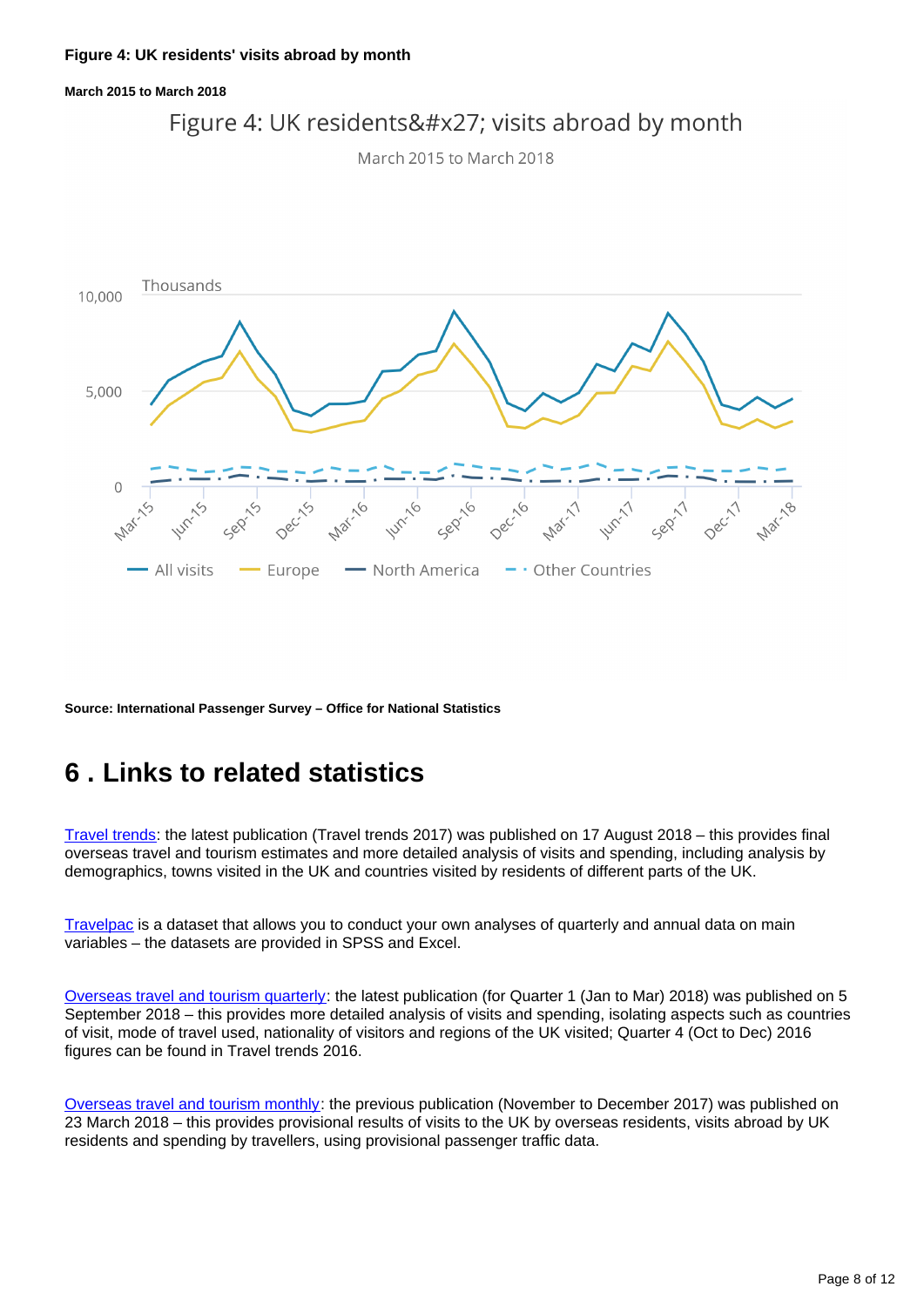**Figure 4: UK residents' visits abroad by month**

**March 2015 to March 2018**

Figure 4: UK residents&#x27; visits abroad by month

March 2015 to March 2018

Thousands

10,000

5,000

0

Mar-15
Jun-15
Sep-15
Dec-15
Mar-16
Jun-16
Sep-16
Dec-16
Mar-17
Jun-17
Sep-17
Dec-17
Mar-18

All visits
Europe
North America
Other Countries

**Source: International Passenger Survey – Office for National Statistics**

# 6 . Links to related statistics

Travel trends: the latest publication (Travel trends 2017) was published on 17 August 2018 – this provides final overseas travel and tourism estimates and more detailed analysis of visits and spending, including analysis by demographics, towns visited in the UK and countries visited by residents of different parts of the UK.

Travelpac is a dataset that allows you to conduct your own analyses of quarterly and annual data on main variables – the datasets are provided in SPSS and Excel.

Overseas travel and tourism quarterly: the latest publication (for Quarter 1 (Jan to Mar) 2018) was published on 5 September 2018 – this provides more detailed analysis of visits and spending, isolating aspects such as countries of visit, mode of travel used, nationality of visitors and regions of the UK visited; Quarter 4 (Oct to Dec) 2016 figures can be found in Travel trends 2016.

Overseas travel and tourism monthly: the previous publication (November to December 2017) was published on 23 March 2018 – this provides provisional results of visits to the UK by overseas residents, visits abroad by UK residents and spending by travellers, using provisional passenger traffic data.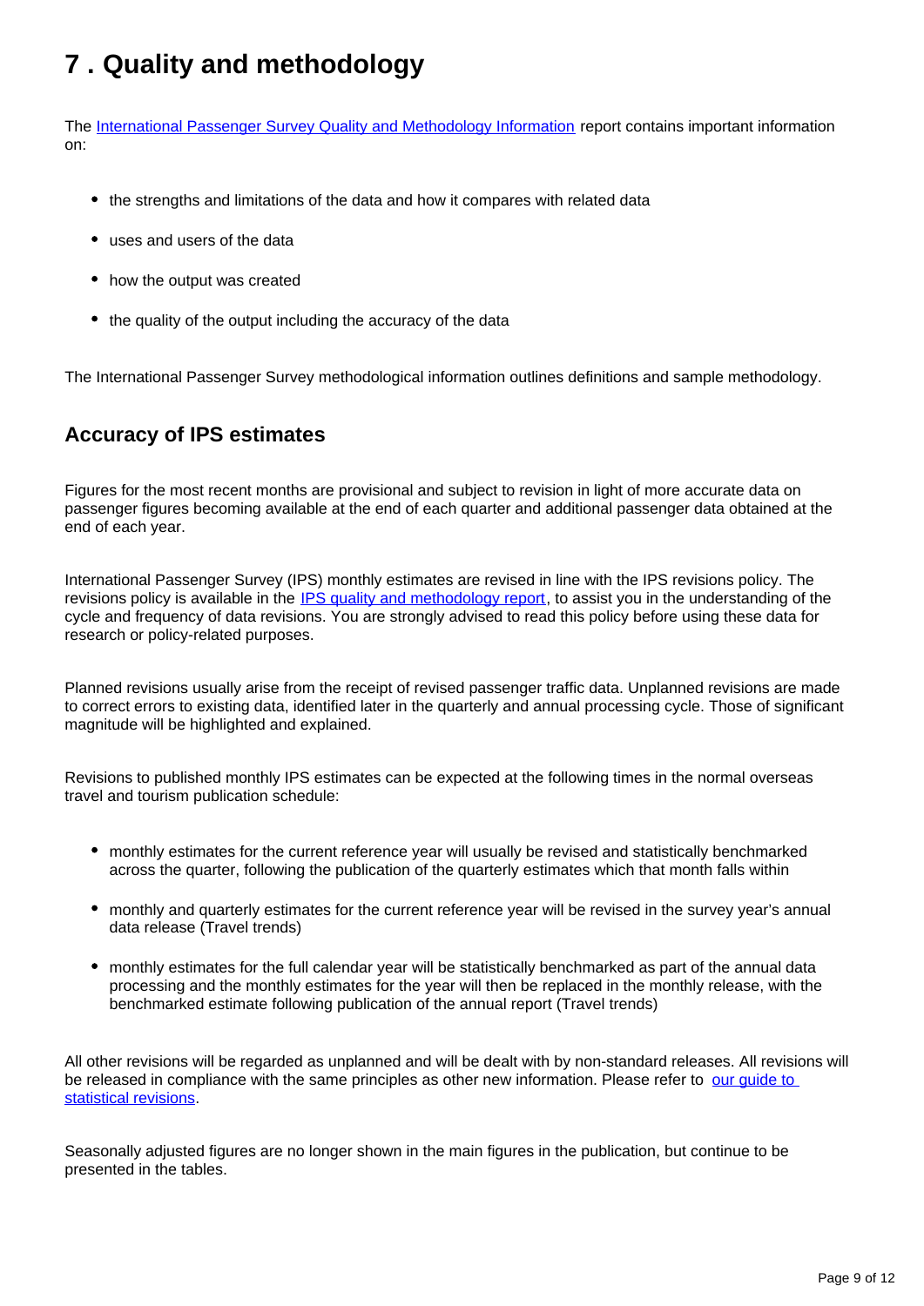# 7 . Quality and methodology

The [International Passenger Survey Quality and Methodology Information](#) report contains important information on:

- the strengths and limitations of the data and how it compares with related data
- uses and users of the data
- how the output was created
- the quality of the output including the accuracy of the data

The International Passenger Survey methodological information outlines definitions and sample methodology.

## Accuracy of IPS estimates

Figures for the most recent months are provisional and subject to revision in light of more accurate data on passenger figures becoming available at the end of each quarter and additional passenger data obtained at the end of each year.

International Passenger Survey (IPS) monthly estimates are revised in line with the IPS revisions policy. The revisions policy is available in the [IPS quality and methodology report](#), to assist you in the understanding of the cycle and frequency of data revisions. You are strongly advised to read this policy before using these data for research or policy-related purposes.

Planned revisions usually arise from the receipt of revised passenger traffic data. Unplanned revisions are made to correct errors to existing data, identified later in the quarterly and annual processing cycle. Those of significant magnitude will be highlighted and explained.

Revisions to published monthly IPS estimates can be expected at the following times in the normal overseas travel and tourism publication schedule:

- monthly estimates for the current reference year will usually be revised and statistically benchmarked across the quarter, following the publication of the quarterly estimates which that month falls within
- monthly and quarterly estimates for the current reference year will be revised in the survey year's annual data release (Travel trends)
- monthly estimates for the full calendar year will be statistically benchmarked as part of the annual data processing and the monthly estimates for the year will then be replaced in the monthly release, with the benchmarked estimate following publication of the annual report (Travel trends)

All other revisions will be regarded as unplanned and will be dealt with by non-standard releases. All revisions will be released in compliance with the same principles as other new information. Please refer to [our guide to statistical revisions](#).

Seasonally adjusted figures are no longer shown in the main figures in the publication, but continue to be presented in the tables.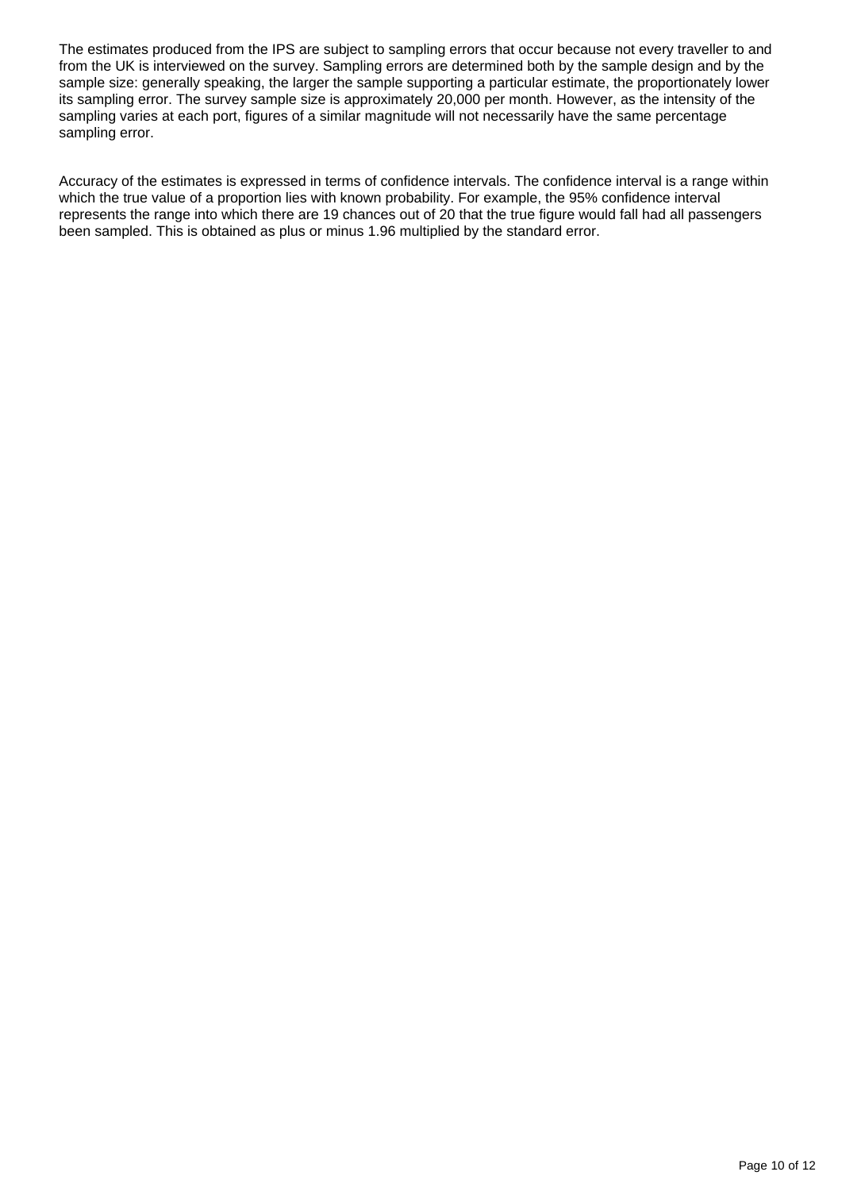The estimates produced from the IPS are subject to sampling errors that occur because not every traveller to and from the UK is interviewed on the survey. Sampling errors are determined both by the sample design and by the sample size: generally speaking, the larger the sample supporting a particular estimate, the proportionately lower its sampling error. The survey sample size is approximately 20,000 per month. However, as the intensity of the sampling varies at each port, figures of a similar magnitude will not necessarily have the same percentage sampling error.

Accuracy of the estimates is expressed in terms of confidence intervals. The confidence interval is a range within which the true value of a proportion lies with known probability. For example, the 95% confidence interval represents the range into which there are 19 chances out of 20 that the true figure would fall had all passengers been sampled. This is obtained as plus or minus 1.96 multiplied by the standard error.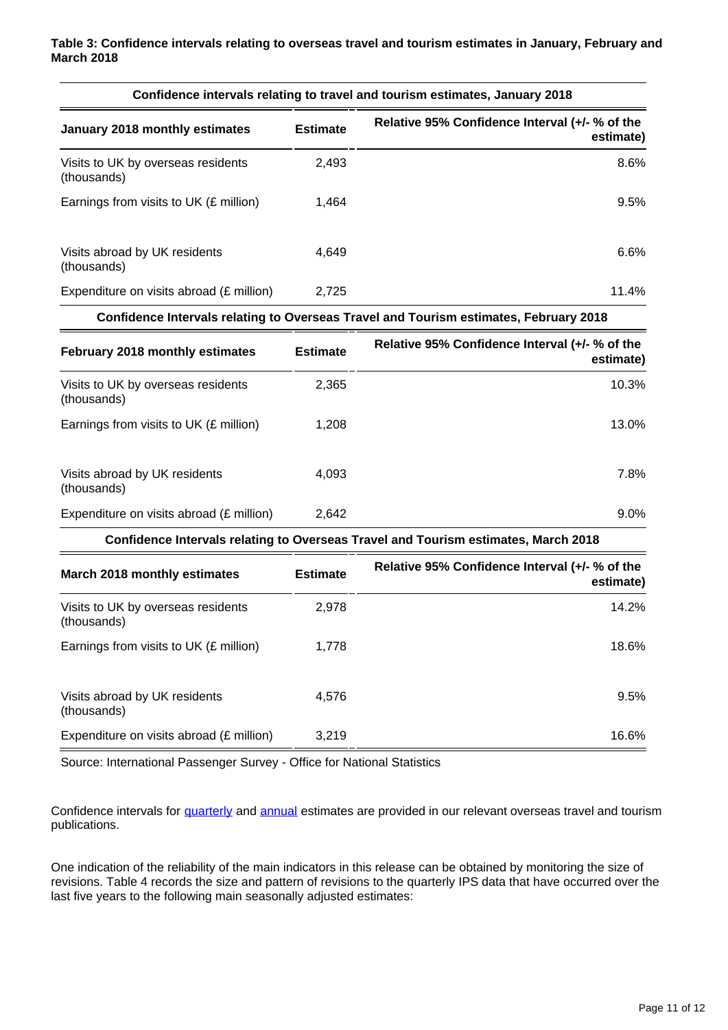**Table 3: Confidence intervals relating to overseas travel and tourism estimates in January, February and March 2018**

| Confidence intervals relating to travel and tourism estimates, January 2018 | | |
|---|---|---|
| **January 2018 monthly estimates** | **Estimate** | **Relative 95% Confidence Interval (+/- % of the estimate)** |
| Visits to UK by overseas residents (thousands) | 2,493 | 8.6% |
| Earnings from visits to UK (£ million) | 1,464 | 9.5% |
| Visits abroad by UK residents (thousands) | 4,649 | 6.6% |
| Expenditure on visits abroad (£ million) | 2,725 | 11.4% |
| **Confidence Intervals relating to Overseas Travel and Tourism estimates, February 2018** | | |
| **February 2018 monthly estimates** | **Estimate** | **Relative 95% Confidence Interval (+/- % of the estimate)** |
| Visits to UK by overseas residents (thousands) | 2,365 | 10.3% |
| Earnings from visits to UK (£ million) | 1,208 | 13.0% |
| Visits abroad by UK residents (thousands) | 4,093 | 7.8% |
| Expenditure on visits abroad (£ million) | 2,642 | 9.0% |
| **Confidence Intervals relating to Overseas Travel and Tourism estimates, March 2018** | | |
| **March 2018 monthly estimates** | **Estimate** | **Relative 95% Confidence Interval (+/- % of the estimate)** |
| Visits to UK by overseas residents (thousands) | 2,978 | 14.2% |
| Earnings from visits to UK (£ million) | 1,778 | 18.6% |
| Visits abroad by UK residents (thousands) | 4,576 | 9.5% |
| Expenditure on visits abroad (£ million) | 3,219 | 16.6% |

Source: International Passenger Survey - Office for National Statistics

Confidence intervals for quarterly and annual estimates are provided in our relevant overseas travel and tourism publications.

One indication of the reliability of the main indicators in this release can be obtained by monitoring the size of revisions. Table 4 records the size and pattern of revisions to the quarterly IPS data that have occurred over the last five years to the following main seasonally adjusted estimates: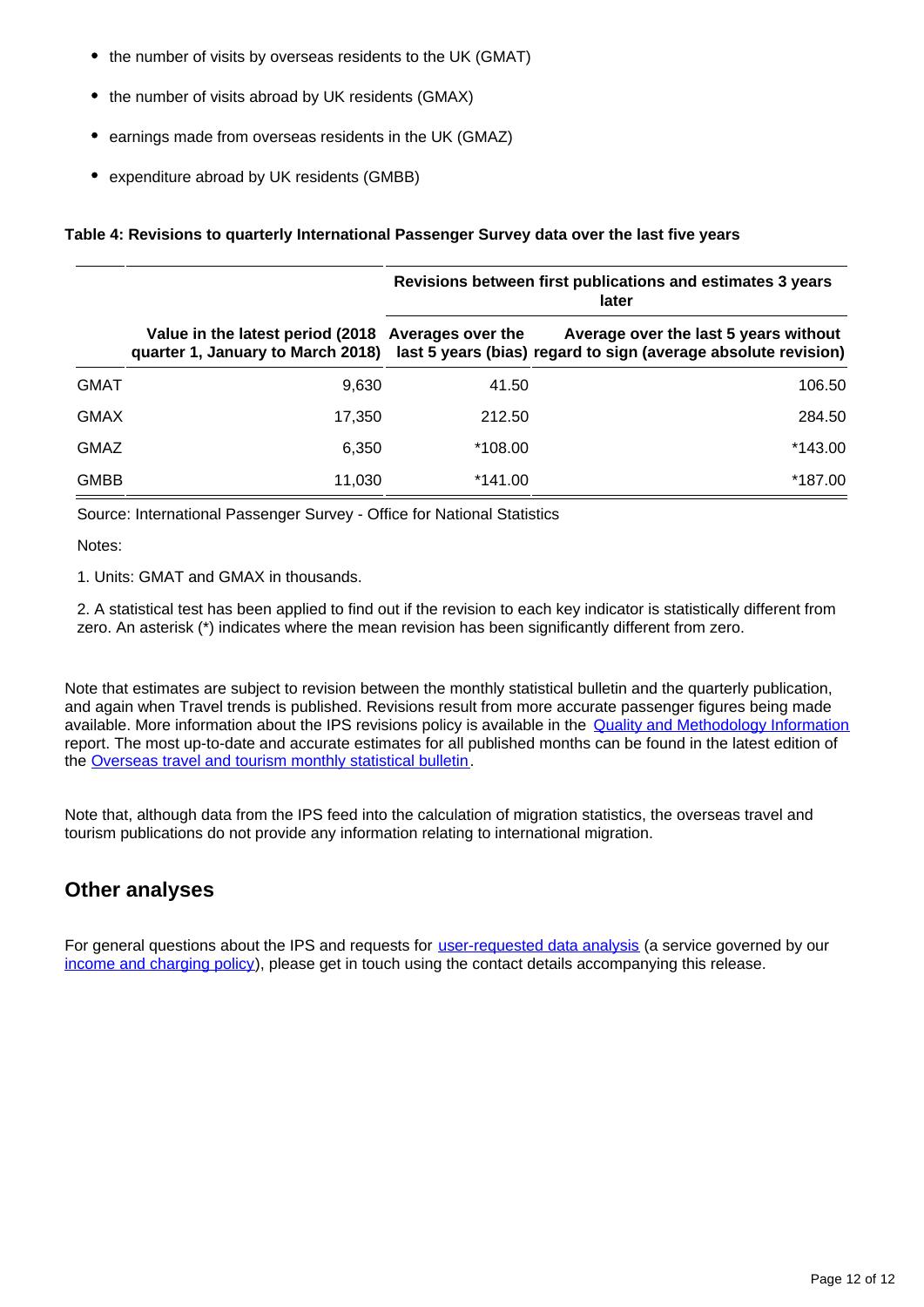- the number of visits by overseas residents to the UK (GMAT)
- the number of visits abroad by UK residents (GMAX)
- earnings made from overseas residents in the UK (GMAZ)
- expenditure abroad by UK residents (GMBB)

**Table 4: Revisions to quarterly International Passenger Survey data over the last five years**

| | | Revisions between first publications and estimates 3 years later | |
|---|---|---|---|
| | Value in the latest period (2018 quarter 1, January to March 2018) | Averages over the last 5 years (bias) | Average over the last 5 years without regard to sign (average absolute revision) |
| GMAT | 9,630 | 41.50 | 106.50 |
| GMAX | 17,350 | 212.50 | 284.50 |
| GMAZ | 6,350 | *108.00 | *143.00 |
| GMBB | 11,030 | *141.00 | *187.00 |

Source: International Passenger Survey - Office for National Statistics

Notes:

1. Units: GMAT and GMAX in thousands.

2. A statistical test has been applied to find out if the revision to each key indicator is statistically different from zero. An asterisk (*) indicates where the mean revision has been significantly different from zero.

Note that estimates are subject to revision between the monthly statistical bulletin and the quarterly publication, and again when Travel trends is published. Revisions result from more accurate passenger figures being made available. More information about the IPS revisions policy is available in the Quality and Methodology Information report. The most up-to-date and accurate estimates for all published months can be found in the latest edition of the Overseas travel and tourism monthly statistical bulletin.

Note that, although data from the IPS feed into the calculation of migration statistics, the overseas travel and tourism publications do not provide any information relating to international migration.

## Other analyses

For general questions about the IPS and requests for user-requested data analysis (a service governed by our income and charging policy), please get in touch using the contact details accompanying this release.